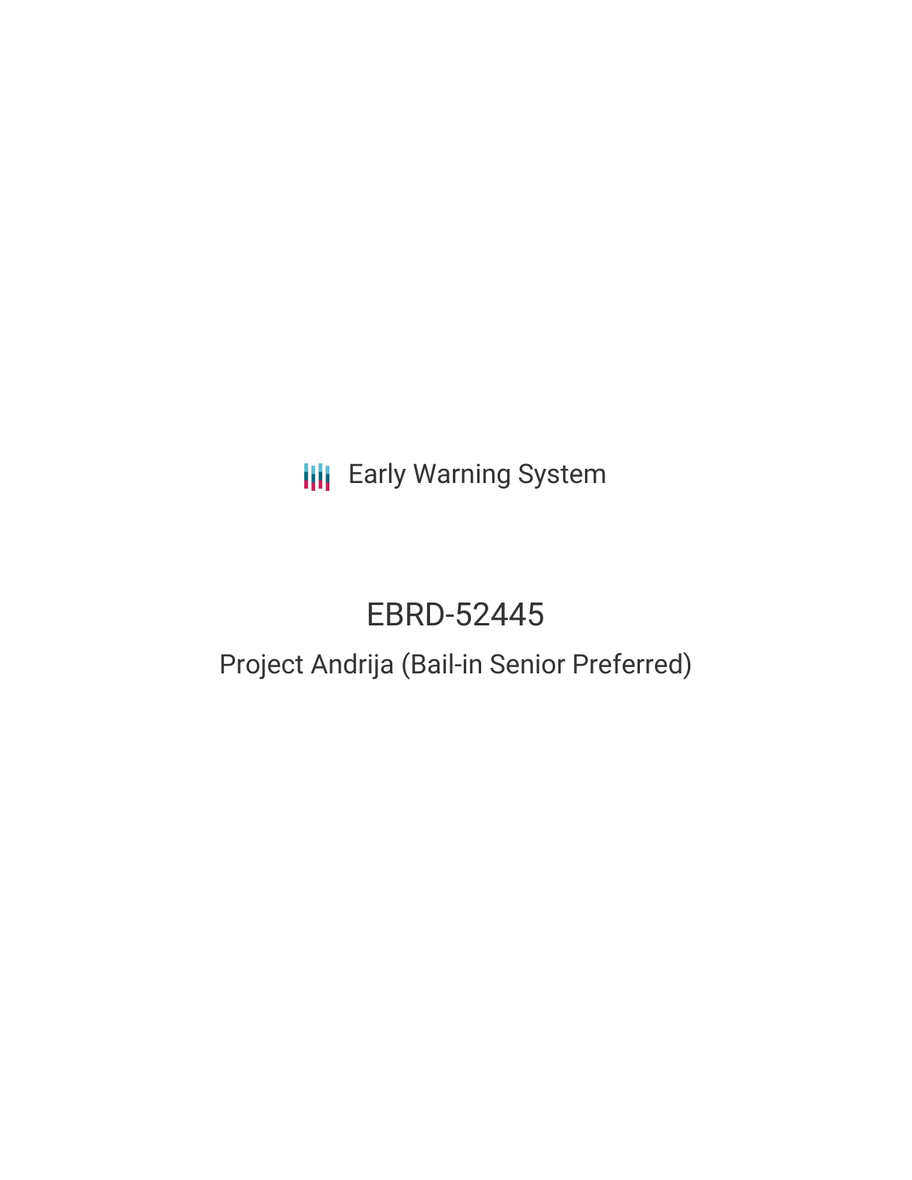Early Warning System

# EBRD-52445

## Project Andrija (Bail-in Senior Preferred)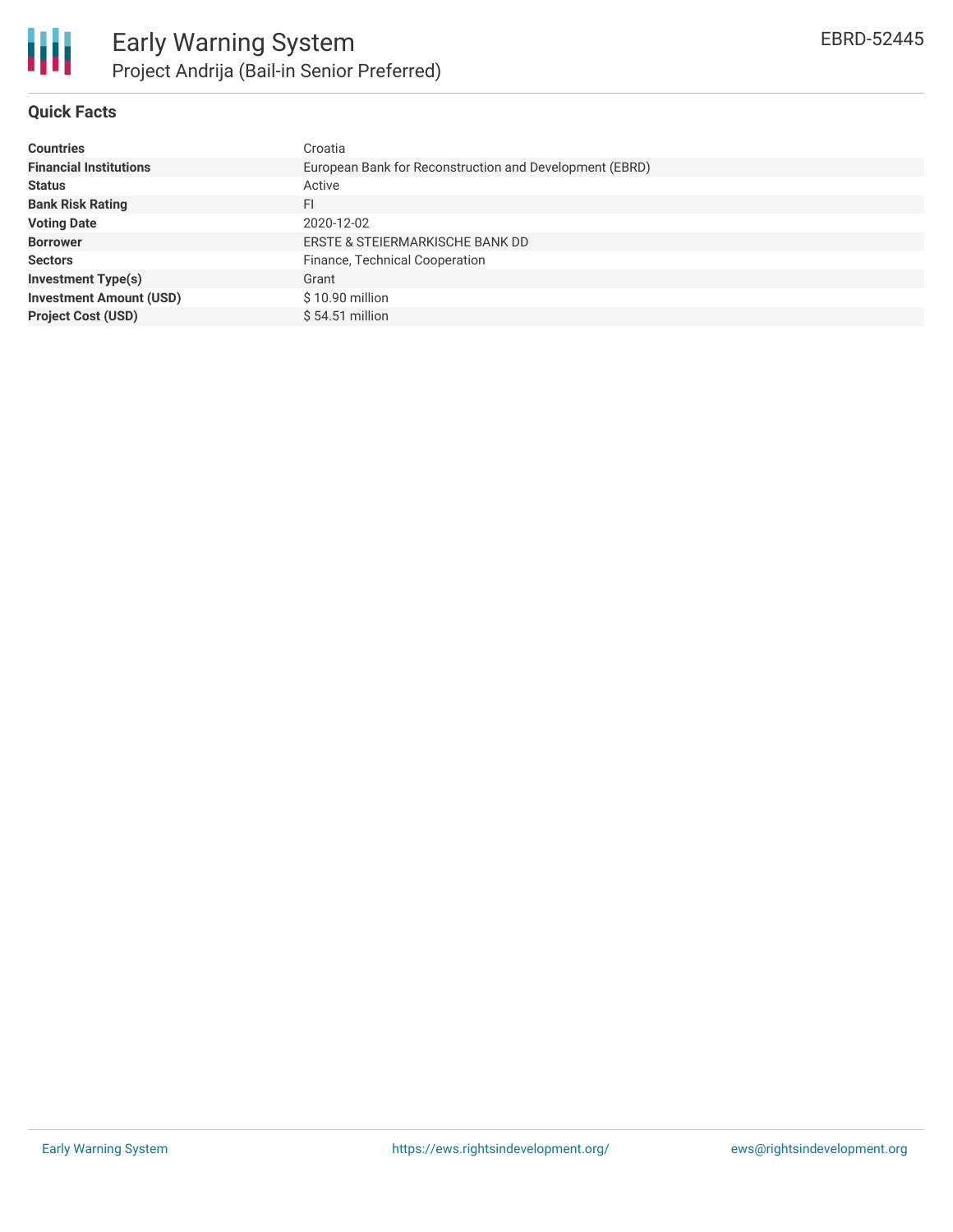# Early Warning System

## Project Andrija (Bail-in Senior Preferred)

EBRD-52445

### Quick Facts

| | |
|---|---|
| **Countries** | Croatia |
| **Financial Institutions** | European Bank for Reconstruction and Development (EBRD) |
| **Status** | Active |
| **Bank Risk Rating** | FI |
| **Voting Date** | 2020-12-02 |
| **Borrower** | ERSTE & STEIERMARKISCHE BANK DD |
| **Sectors** | Finance, Technical Cooperation |
| **Investment Type(s)** | Grant |
| **Investment Amount (USD)** | $ 10.90 million |
| **Project Cost (USD)** | $ 54.51 million |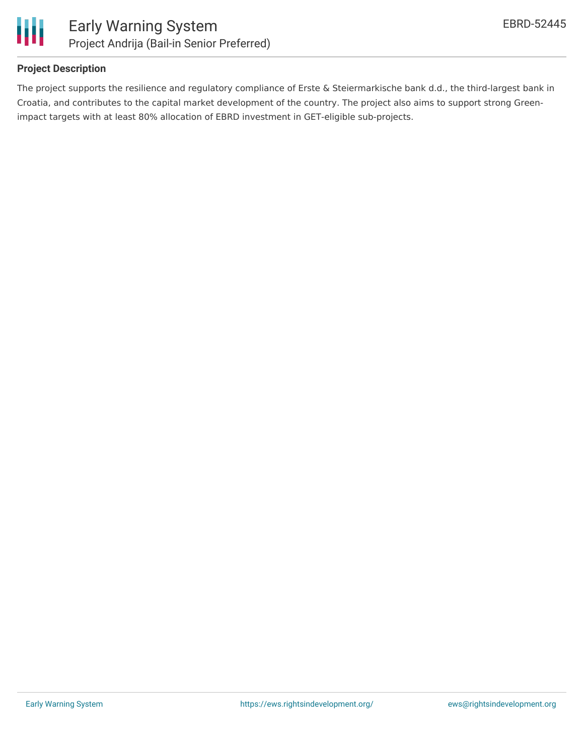## Project Description

The project supports the resilience and regulatory compliance of Erste & Steiermarkische bank d.d., the third-largest bank in Croatia, and contributes to the capital market development of the country. The project also aims to support strong Green-impact targets with at least 80% allocation of EBRD investment in GET-eligible sub-projects.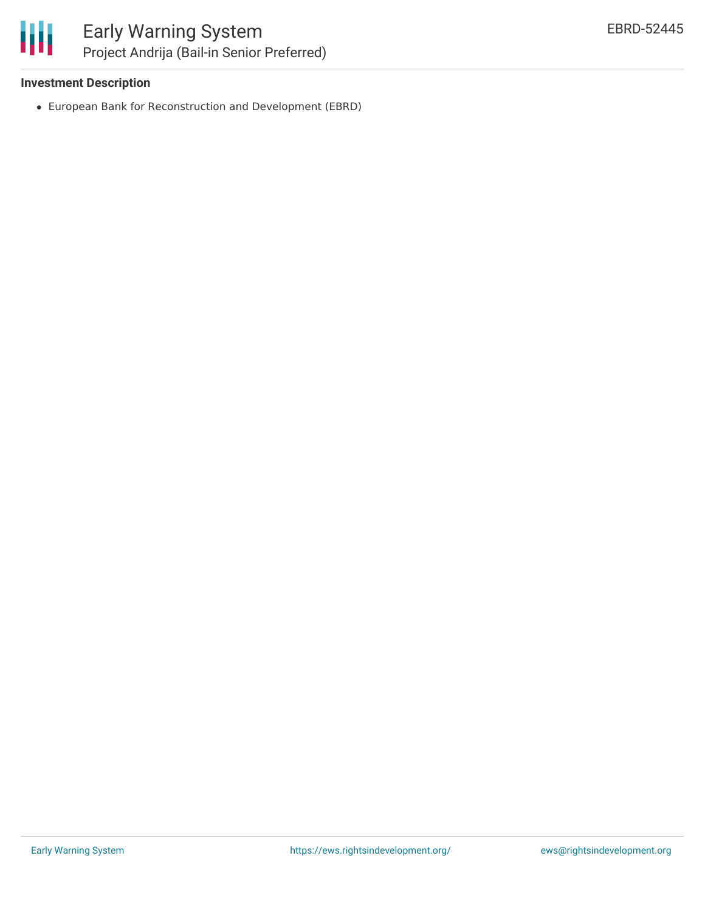### Investment Description

- European Bank for Reconstruction and Development (EBRD)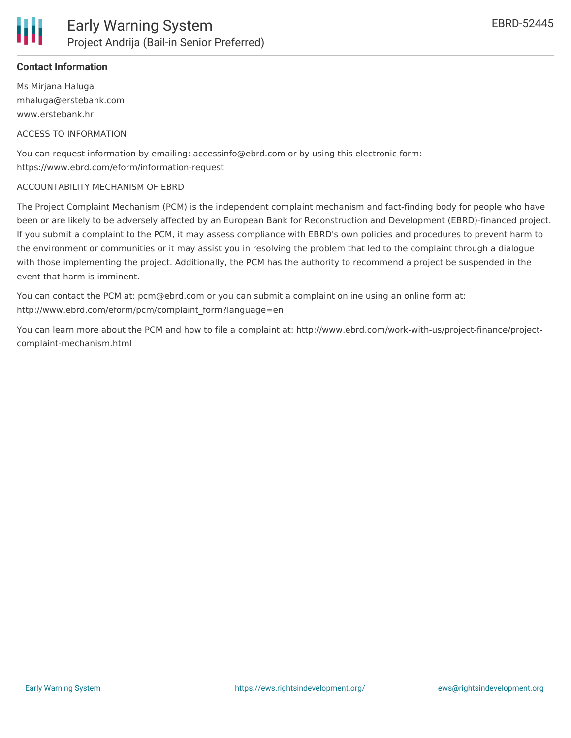### Contact Information

Ms Mirjana Haluga
mhaluga@erstebank.com
www.erstebank.hr

ACCESS TO INFORMATION

You can request information by emailing: accessinfo@ebrd.com or by using this electronic form: https://www.ebrd.com/eform/information-request

ACCOUNTABILITY MECHANISM OF EBRD

The Project Complaint Mechanism (PCM) is the independent complaint mechanism and fact-finding body for people who have been or are likely to be adversely affected by an European Bank for Reconstruction and Development (EBRD)-financed project. If you submit a complaint to the PCM, it may assess compliance with EBRD's own policies and procedures to prevent harm to the environment or communities or it may assist you in resolving the problem that led to the complaint through a dialogue with those implementing the project. Additionally, the PCM has the authority to recommend a project be suspended in the event that harm is imminent.

You can contact the PCM at: pcm@ebrd.com or you can submit a complaint online using an online form at: http://www.ebrd.com/eform/pcm/complaint_form?language=en

You can learn more about the PCM and how to file a complaint at: http://www.ebrd.com/work-with-us/project-finance/project-complaint-mechanism.html